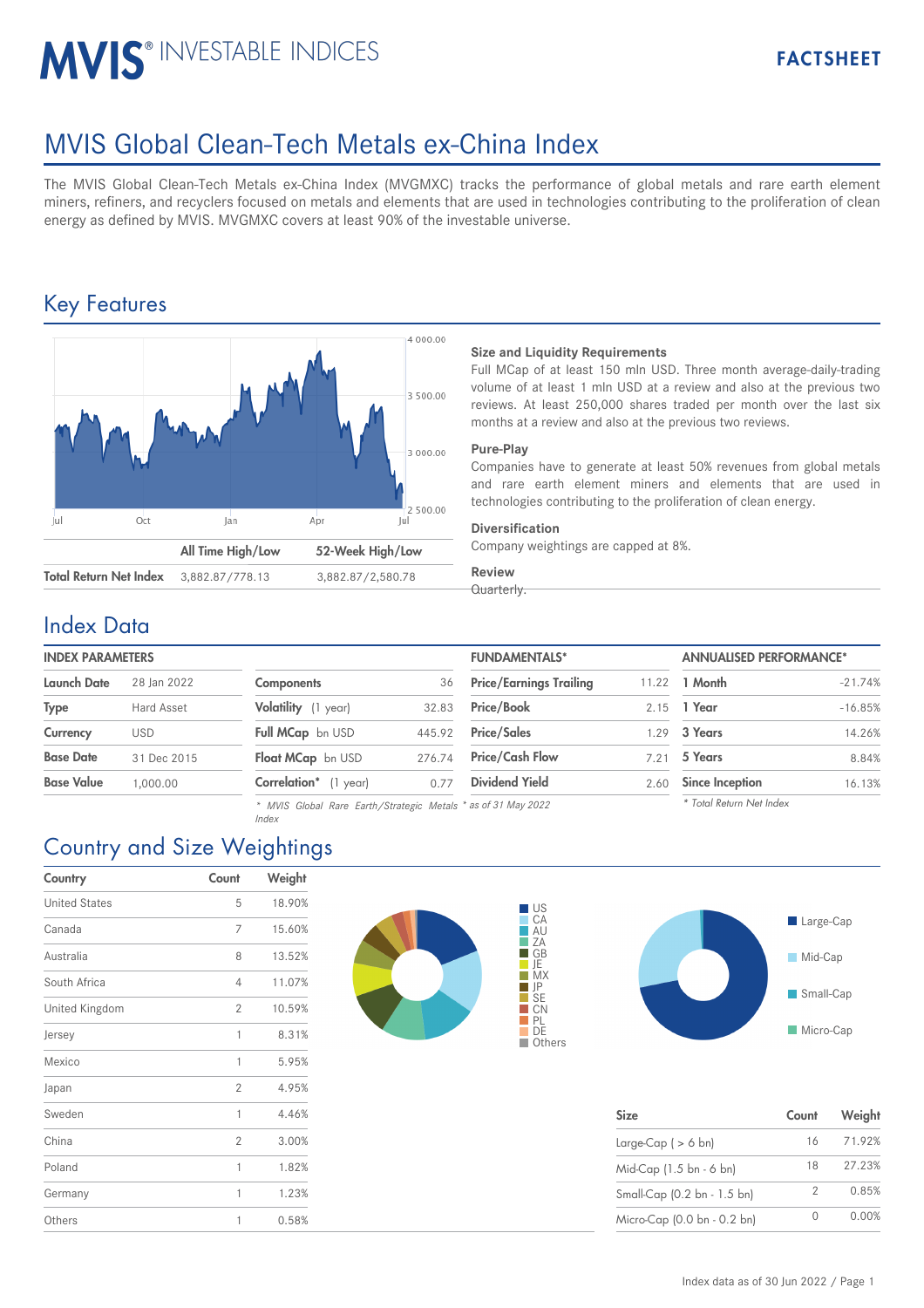# MVIS® INVESTABLE INDICES

FACTSHEET

## MVIS Global Clean-Tech Metals ex-China Index

The MVIS Global Clean-Tech Metals ex-China Index (MVGMXC) tracks the performance of global metals and rare earth element miners, refiners, and recyclers focused on metals and elements that are used in technologies contributing to the proliferation of clean energy as defined by MVIS. MVGMXC covers at least 90% of the investable universe.

## Key Features

| | All Time High/Low | 52-Week High/Low |
|---|---|---|
| Total Return Net Index | 3,882.87/778.13 | 3,882.87/2,580.78 |

### Size and Liquidity Requirements

Full MCap of at least 150 mln USD. Three month average-daily-trading volume of at least 1 mln USD at a review and also at the previous two reviews. At least 250,000 shares traded per month over the last six months at a review and also at the previous two reviews.

### Pure-Play

Companies have to generate at least 50% revenues from global metals and rare earth element miners and elements that are used in technologies contributing to the proliferation of clean energy.

### Diversification

Company weightings are capped at 8%.

### Review

Quarterly.

## Index Data

### INDEX PARAMETERS

| | |
|---|---|
| Launch Date | 28 Jan 2022 |
| Type | Hard Asset |
| Currency | USD |
| Base Date | 31 Dec 2015 |
| Base Value | 1,000.00 |

| | |
|---|---|
| Components | 36 |
| Volatility (1 year) | 32.83 |
| Full MCap bn USD | 445.92 |
| Float MCap bn USD | 276.74 |
| Correlation* (1 year) | 0.77 |

\* MVIS Global Rare Earth/Strategic Metals Index

### FUNDAMENTALS*

| | |
|---|---|
| Price/Earnings Trailing | 11.22 |
| Price/Book | 2.15 |
| Price/Sales | 1.29 |
| Price/Cash Flow | 7.21 |
| Dividend Yield | 2.60 |

\* as of 31 May 2022

### ANNUALISED PERFORMANCE*

| | |
|---|---|
| 1 Month | -21.74% |
| 1 Year | -16.85% |
| 3 Years | 14.26% |
| 5 Years | 8.84% |
| Since Inception | 16.13% |

\* Total Return Net Index

## Country and Size Weightings

| Country | Count | Weight |
|---|---|---|
| United States | 5 | 18.90% |
| Canada | 7 | 15.60% |
| Australia | 8 | 13.52% |
| South Africa | 4 | 11.07% |
| United Kingdom | 2 | 10.59% |
| Jersey | 1 | 8.31% |
| Mexico | 1 | 5.95% |
| Japan | 2 | 4.95% |
| Sweden | 1 | 4.46% |
| China | 2 | 3.00% |
| Poland | 1 | 1.82% |
| Germany | 1 | 1.23% |
| Others | 1 | 0.58% |

| Size | Count | Weight |
|---|---|---|
| Large-Cap ( > 6 bn) | 16 | 71.92% |
| Mid-Cap (1.5 bn - 6 bn) | 18 | 27.23% |
| Small-Cap (0.2 bn - 1.5 bn) | 2 | 0.85% |
| Micro-Cap (0.0 bn - 0.2 bn) | 0 | 0.00% |

Index data as of 30 Jun 2022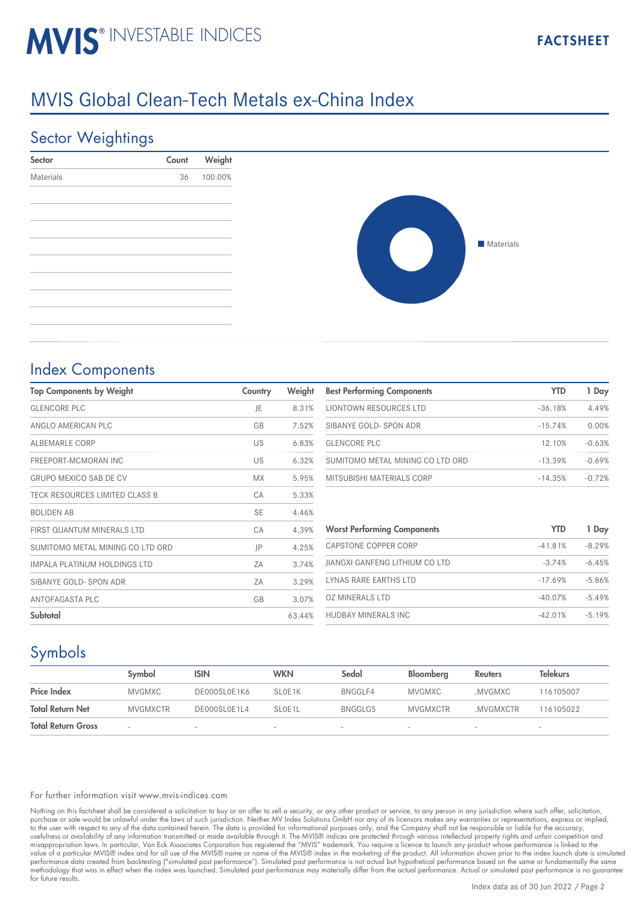# MVIS Global Clean-Tech Metals ex-China Index

## Sector Weightings

| Sector | Count | Weight |
|---|---|---|
| Materials | 36 | 100.00% |

Materials

## Index Components

| Top Components by Weight | Country | Weight |
|---|---|---|
| GLENCORE PLC | JE | 8.31% |
| ANGLO AMERICAN PLC | GB | 7.52% |
| ALBEMARLE CORP | US | 6.83% |
| FREEPORT-MCMORAN INC | US | 6.32% |
| GRUPO MEXICO SAB DE CV | MX | 5.95% |
| TECK RESOURCES LIMITED CLASS B | CA | 5.33% |
| BOLIDEN AB | SE | 4.46% |
| FIRST QUANTUM MINERALS LTD | CA | 4.39% |
| SUMITOMO METAL MINING CO LTD ORD | JP | 4.25% |
| IMPALA PLATINUM HOLDINGS LTD | ZA | 3.74% |
| SIBANYE GOLD- SPON ADR | ZA | 3.29% |
| ANTOFAGASTA PLC | GB | 3.07% |
| **Subtotal** | | 63.44% |

| Best Performing Components | YTD | 1 Day |
|---|---|---|
| LIONTOWN RESOURCES LTD | -36.18% | 4.49% |
| SIBANYE GOLD- SPON ADR | -15.74% | 0.00% |
| GLENCORE PLC | 12.10% | -0.63% |
| SUMITOMO METAL MINING CO LTD ORD | -13.39% | -0.69% |
| MITSUBISHI MATERIALS CORP | -14.35% | -0.72% |

| Worst Performing Components | YTD | 1 Day |
|---|---|---|
| CAPSTONE COPPER CORP | -41.81% | -8.29% |
| JIANGXI GANFENG LITHIUM CO LTD | -3.74% | -6.45% |
| LYNAS RARE EARTHS LTD | -17.69% | -5.86% |
| OZ MINERALS LTD | -40.07% | -5.49% |
| HUDBAY MINERALS INC | -42.01% | -5.19% |

## Symbols

| | Symbol | ISIN | WKN | Sedol | Bloomberg | Reuters | Telekurs |
|---|---|---|---|---|---|---|---|
| **Price Index** | MVGMXC | DE000SL0E1K6 | SL0E1K | BNGGLF4 | MVGMXC | .MVGMXC | 116105007 |
| **Total Return Net** | MVGMXCTR | DE000SL0E1L4 | SL0E1L | BNGGLG5 | MVGMXCTR | .MVGMXCTR | 116105022 |
| **Total Return Gross** | - | - | - | - | - | - | - |

For further information visit www.mvis-indices.com

Nothing on this factsheet shall be considered a solicitation to buy or an offer to sell a security, or any other product or service, to any person in any jurisdiction where such offer, solicitation, purchase or sale would be unlawful under the laws of such jurisdiction. Neither MV Index Solutions GmbH nor any of its licensors makes any warranties or representations, express or implied, to the user with respect to any of the data contained herein. The data is provided for informational purposes only, and the Company shall not be responsible or liable for the accuracy, usefulness or availability of any information transmitted or made available through it. The MVIS® indices are protected through various intellectual property rights and unfair competition and misappropriation laws. In particular, Van Eck Associates Corporation has registered the "MVIS" trademark. You require a licence to launch any product whose performance is linked to the value of a particular MVIS® index and for all use of the MVIS® name or name of the MVIS® index in the marketing of the product. All information shown prior to the index launch date is simulated performance data created from backtesting ("simulated past performance"). Simulated past performance is not actual but hypothetical performance based on the same or fundamentally the same methodology that was in effect when the index was launched. Simulated past performance may materially differ from the actual performance. Actual or simulated past performance is no guarantee for future results.

Index data as of 30 Jun 2022